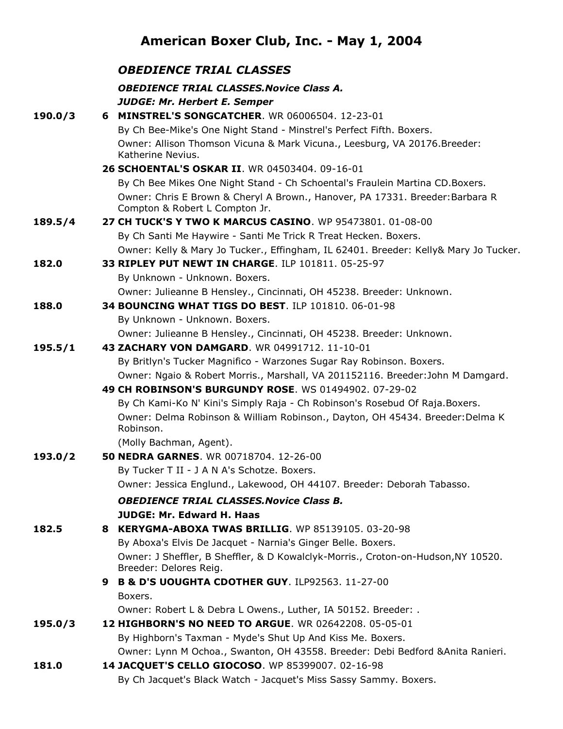# American Boxer Club, Inc. - May 1, 2004

## *OBEDIENCE TRIAL CLASSES*

### *OBEDIENCE TRIAL CLASSES.Novice Class A.*

***JUDGE: Mr. Herbert E. Semper***

**190.0/3** 6 **MINSTREL'S SONGCATCHER**. WR 06006504. 12-23-01
By Ch Bee-Mike's One Night Stand - Minstrel's Perfect Fifth. Boxers.
Owner: Allison Thomson Vicuna & Mark Vicuna., Leesburg, VA 20176.Breeder: Katherine Nevius.

26 **SCHOENTAL'S OSKAR II**. WR 04503404. 09-16-01
By Ch Bee Mikes One Night Stand - Ch Schoental's Fraulein Martina CD.Boxers.
Owner: Chris E Brown & Cheryl A Brown., Hanover, PA 17331. Breeder:Barbara R Compton & Robert L Compton Jr.

**189.5/4** 27 **CH TUCK'S Y TWO K MARCUS CASINO**. WP 95473801. 01-08-00
By Ch Santi Me Haywire - Santi Me Trick R Treat Hecken. Boxers.
Owner: Kelly & Mary Jo Tucker., Effingham, IL 62401. Breeder: Kelly& Mary Jo Tucker.

**182.0** 33 **RIPLEY PUT NEWT IN CHARGE**. ILP 101811. 05-25-97
By Unknown - Unknown. Boxers.
Owner: Julieanne B Hensley., Cincinnati, OH 45238. Breeder: Unknown.

**188.0** 34 **BOUNCING WHAT TIGS DO BEST**. ILP 101810. 06-01-98
By Unknown - Unknown. Boxers.
Owner: Julieanne B Hensley., Cincinnati, OH 45238. Breeder: Unknown.

**195.5/1** 43 **ZACHARY VON DAMGARD**. WR 04991712. 11-10-01
By Britlyn's Tucker Magnifico - Warzones Sugar Ray Robinson. Boxers.
Owner: Ngaio & Robert Morris., Marshall, VA 201152116. Breeder:John M Damgard.

49 **CH ROBINSON'S BURGUNDY ROSE**. WS 01494902. 07-29-02
By Ch Kami-Ko N' Kini's Simply Raja - Ch Robinson's Rosebud Of Raja.Boxers.
Owner: Delma Robinson & William Robinson., Dayton, OH 45434. Breeder:Delma K Robinson.
(Molly Bachman, Agent).

**193.0/2** 50 **NEDRA GARNES**. WR 00718704. 12-26-00
By Tucker T II - J A N A's Schotze. Boxers.
Owner: Jessica Englund., Lakewood, OH 44107. Breeder: Deborah Tabasso.

### *OBEDIENCE TRIAL CLASSES.Novice Class B.*

**JUDGE: Mr. Edward H. Haas**

**182.5** 8 **KERYGMA-ABOXA TWAS BRILLIG**. WP 85139105. 03-20-98
By Aboxa's Elvis De Jacquet - Narnia's Ginger Belle. Boxers.
Owner: J Sheffler, B Sheffler, & D Kowalclyk-Morris., Croton-on-Hudson,NY 10520. Breeder: Delores Reig.

9 **B & D'S UOUGHTA CDOTHER GUY**. ILP92563. 11-27-00
Boxers.
Owner: Robert L & Debra L Owens., Luther, IA 50152. Breeder: .

**195.0/3** 12 **HIGHBORN'S NO NEED TO ARGUE**. WR 02642208. 05-05-01
By Highborn's Taxman - Myde's Shut Up And Kiss Me. Boxers.
Owner: Lynn M Ochoa., Swanton, OH 43558. Breeder: Debi Bedford &Anita Ranieri.

**181.0** 14 **JACQUET'S CELLO GIOCOSO**. WP 85399007. 02-16-98
By Ch Jacquet's Black Watch - Jacquet's Miss Sassy Sammy. Boxers.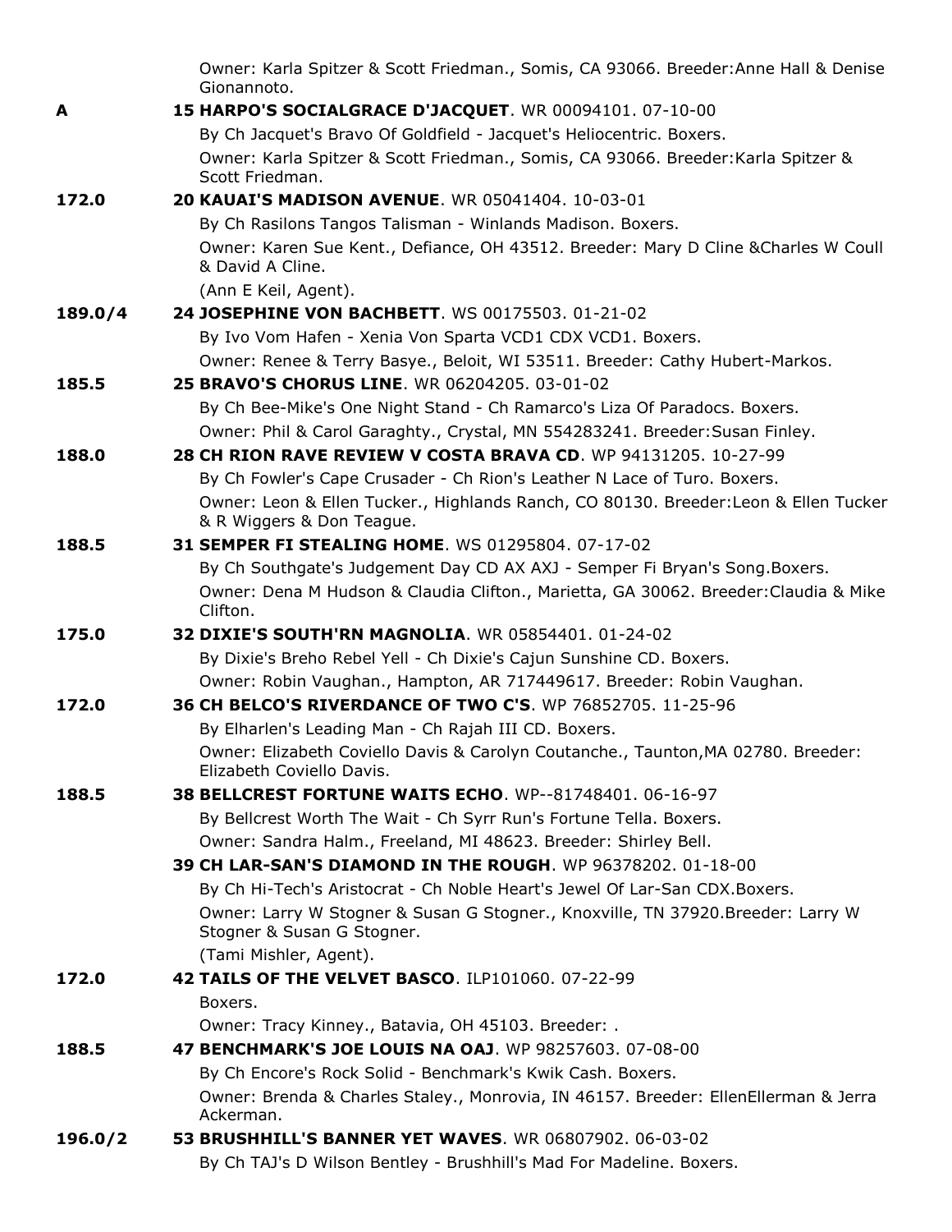Owner: Karla Spitzer & Scott Friedman., Somis, CA 93066. Breeder:Anne Hall & Denise Gionannoto.

**A** **15 HARPO'S SOCIALGRACE D'JACQUET**. WR 00094101. 07-10-00

By Ch Jacquet's Bravo Of Goldfield - Jacquet's Heliocentric. Boxers.

Owner: Karla Spitzer & Scott Friedman., Somis, CA 93066. Breeder:Karla Spitzer & Scott Friedman.

**172.0** **20 KAUAI'S MADISON AVENUE**. WR 05041404. 10-03-01

By Ch Rasilons Tangos Talisman - Winlands Madison. Boxers.

Owner: Karen Sue Kent., Defiance, OH 43512. Breeder: Mary D Cline &Charles W Coull & David A Cline.

(Ann E Keil, Agent).

**189.0/4** **24 JOSEPHINE VON BACHBETT**. WS 00175503. 01-21-02

By Ivo Vom Hafen - Xenia Von Sparta VCD1 CDX VCD1. Boxers.

Owner: Renee & Terry Basye., Beloit, WI 53511. Breeder: Cathy Hubert-Markos.

**185.5** **25 BRAVO'S CHORUS LINE**. WR 06204205. 03-01-02

By Ch Bee-Mike's One Night Stand - Ch Ramarco's Liza Of Paradocs. Boxers.

Owner: Phil & Carol Garaghty., Crystal, MN 554283241. Breeder:Susan Finley.

**188.0** **28 CH RION RAVE REVIEW V COSTA BRAVA CD**. WP 94131205. 10-27-99

By Ch Fowler's Cape Crusader - Ch Rion's Leather N Lace of Turo. Boxers.

Owner: Leon & Ellen Tucker., Highlands Ranch, CO 80130. Breeder:Leon & Ellen Tucker & R Wiggers & Don Teague.

**188.5** **31 SEMPER FI STEALING HOME**. WS 01295804. 07-17-02

By Ch Southgate's Judgement Day CD AX AXJ - Semper Fi Bryan's Song.Boxers.

Owner: Dena M Hudson & Claudia Clifton., Marietta, GA 30062. Breeder:Claudia & Mike Clifton.

**175.0** **32 DIXIE'S SOUTH'RN MAGNOLIA**. WR 05854401. 01-24-02

By Dixie's Breho Rebel Yell - Ch Dixie's Cajun Sunshine CD. Boxers.

Owner: Robin Vaughan., Hampton, AR 717449617. Breeder: Robin Vaughan.

**172.0** **36 CH BELCO'S RIVERDANCE OF TWO C'S**. WP 76852705. 11-25-96

By Elharlen's Leading Man - Ch Rajah III CD. Boxers.

Owner: Elizabeth Coviello Davis & Carolyn Coutanche., Taunton,MA 02780. Breeder: Elizabeth Coviello Davis.

**188.5** **38 BELLCREST FORTUNE WAITS ECHO**. WP--81748401. 06-16-97

By Bellcrest Worth The Wait - Ch Syrr Run's Fortune Tella. Boxers.

Owner: Sandra Halm., Freeland, MI 48623. Breeder: Shirley Bell.

**39 CH LAR-SAN'S DIAMOND IN THE ROUGH**. WP 96378202. 01-18-00

By Ch Hi-Tech's Aristocrat - Ch Noble Heart's Jewel Of Lar-San CDX.Boxers.

Owner: Larry W Stogner & Susan G Stogner., Knoxville, TN 37920.Breeder: Larry W Stogner & Susan G Stogner.

(Tami Mishler, Agent).

**172.0** **42 TAILS OF THE VELVET BASCO**. ILP101060. 07-22-99

Boxers.

Owner: Tracy Kinney., Batavia, OH 45103. Breeder: .

**188.5** **47 BENCHMARK'S JOE LOUIS NA OAJ**. WP 98257603. 07-08-00

By Ch Encore's Rock Solid - Benchmark's Kwik Cash. Boxers.

Owner: Brenda & Charles Staley., Monrovia, IN 46157. Breeder: EllenEllerman & Jerra Ackerman.

**196.0/2** **53 BRUSHHILL'S BANNER YET WAVES**. WR 06807902. 06-03-02

By Ch TAJ's D Wilson Bentley - Brushhill's Mad For Madeline. Boxers.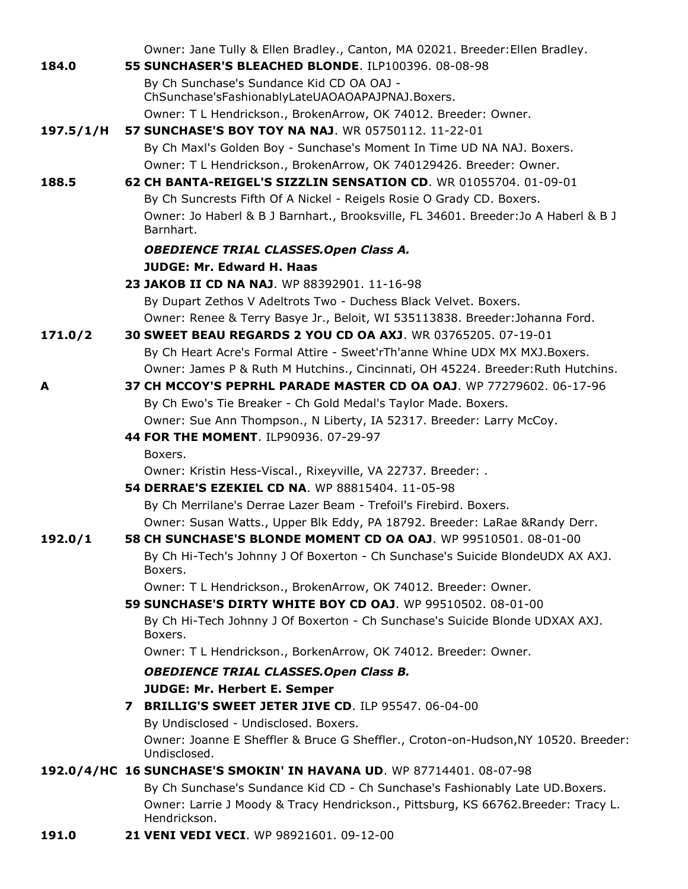Owner: Jane Tully & Ellen Bradley., Canton, MA 02021. Breeder:Ellen Bradley.

**184.0** **55 SUNCHASER'S BLEACHED BLONDE**. ILP100396. 08-08-98
By Ch Sunchase's Sundance Kid CD OA OAJ - ChSunchase'sFashionablyLateUAOAOAPAJPNAJ.Boxers.
Owner: T L Hendrickson., BrokenArrow, OK 74012. Breeder: Owner.

**197.5/1/H** **57 SUNCHASE'S BOY TOY NA NAJ**. WR 05750112. 11-22-01
By Ch Maxl's Golden Boy - Sunchase's Moment In Time UD NA NAJ. Boxers.
Owner: T L Hendrickson., BrokenArrow, OK 740129426. Breeder: Owner.

**188.5** **62 CH BANTA-REIGEL'S SIZZLIN SENSATION CD**. WR 01055704. 01-09-01
By Ch Suncrests Fifth Of A Nickel - Reigels Rosie O Grady CD. Boxers.
Owner: Jo Haberl & B J Barnhart., Brooksville, FL 34601. Breeder:Jo A Haberl & B J Barnhart.

***OBEDIENCE TRIAL CLASSES.Open Class A.***

**JUDGE: Mr. Edward H. Haas**

**23 JAKOB II CD NA NAJ**. WP 88392901. 11-16-98
By Dupart Zethos V Adeltrots Two - Duchess Black Velvet. Boxers.
Owner: Renee & Terry Basye Jr., Beloit, WI 535113838. Breeder:Johanna Ford.

**171.0/2** **30 SWEET BEAU REGARDS 2 YOU CD OA AXJ**. WR 03765205. 07-19-01
By Ch Heart Acre's Formal Attire - Sweet'rTh'anne Whine UDX MX MXJ.Boxers.
Owner: James P & Ruth M Hutchins., Cincinnati, OH 45224. Breeder:Ruth Hutchins.

**A** **37 CH MCCOY'S PEPRHL PARADE MASTER CD OA OAJ**. WP 77279602. 06-17-96
By Ch Ewo's Tie Breaker - Ch Gold Medal's Taylor Made. Boxers.
Owner: Sue Ann Thompson., N Liberty, IA 52317. Breeder: Larry McCoy.

**44 FOR THE MOMENT**. ILP90936. 07-29-97
Boxers.
Owner: Kristin Hess-Viscal., Rixeyville, VA 22737. Breeder: .

**54 DERRAE'S EZEKIEL CD NA**. WP 88815404. 11-05-98
By Ch Merrilane's Derrae Lazer Beam - Trefoil's Firebird. Boxers.
Owner: Susan Watts., Upper Blk Eddy, PA 18792. Breeder: LaRae &Randy Derr.

**192.0/1** **58 CH SUNCHASE'S BLONDE MOMENT CD OA OAJ**. WP 99510501. 08-01-00
By Ch Hi-Tech's Johnny J Of Boxerton - Ch Sunchase's Suicide BlondeUDX AX AXJ. Boxers.
Owner: T L Hendrickson., BrokenArrow, OK 74012. Breeder: Owner.

**59 SUNCHASE'S DIRTY WHITE BOY CD OAJ**. WP 99510502. 08-01-00
By Ch Hi-Tech Johnny J Of Boxerton - Ch Sunchase's Suicide Blonde UDXAX AXJ. Boxers.
Owner: T L Hendrickson., BorkenArrow, OK 74012. Breeder: Owner.

***OBEDIENCE TRIAL CLASSES.Open Class B.***

**JUDGE: Mr. Herbert E. Semper**

**7 BRILLIG'S SWEET JETER JIVE CD**. ILP 95547. 06-04-00
By Undisclosed - Undisclosed. Boxers.
Owner: Joanne E Sheffler & Bruce G Sheffler., Croton-on-Hudson,NY 10520. Breeder: Undisclosed.

**192.0/4/HC** **16 SUNCHASE'S SMOKIN' IN HAVANA UD**. WP 87714401. 08-07-98
By Ch Sunchase's Sundance Kid CD - Ch Sunchase's Fashionably Late UD.Boxers.
Owner: Larrie J Moody & Tracy Hendrickson., Pittsburg, KS 66762.Breeder: Tracy L. Hendrickson.

**191.0** **21 VENI VEDI VECI**. WP 98921601. 09-12-00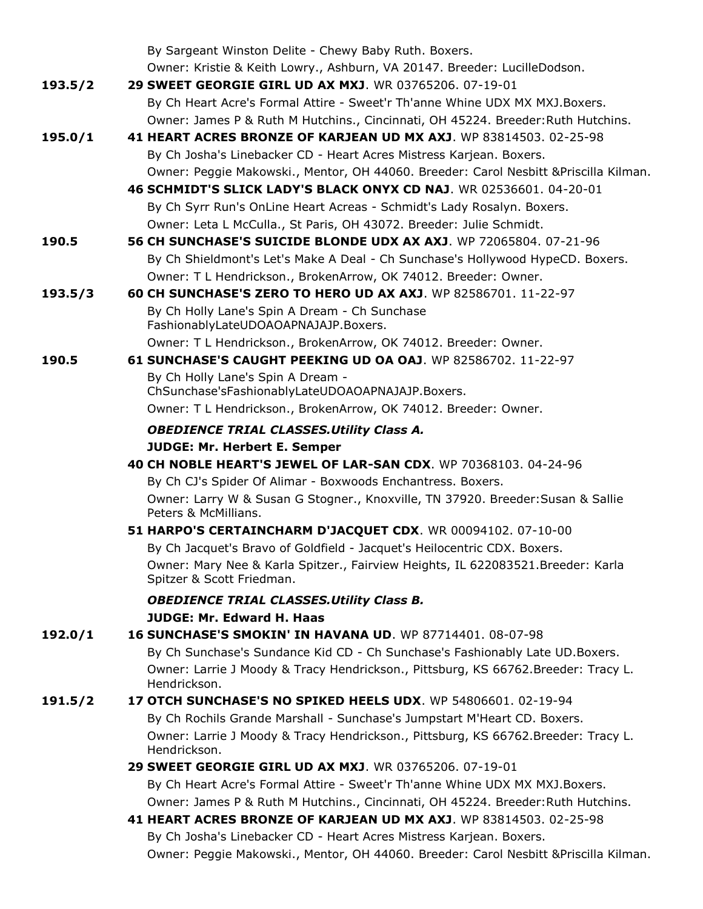By Sargeant Winston Delite - Chewy Baby Ruth. Boxers.
Owner: Kristie & Keith Lowry., Ashburn, VA 20147. Breeder: LucilleDodson.

193.5/2 **29 SWEET GEORGIE GIRL UD AX MXJ**. WR 03765206. 07-19-01
By Ch Heart Acre's Formal Attire - Sweet'r Th'anne Whine UDX MX MXJ.Boxers.
Owner: James P & Ruth M Hutchins., Cincinnati, OH 45224. Breeder:Ruth Hutchins.

195.0/1 **41 HEART ACRES BRONZE OF KARJEAN UD MX AXJ**. WP 83814503. 02-25-98
By Ch Josha's Linebacker CD - Heart Acres Mistress Karjean. Boxers.
Owner: Peggie Makowski., Mentor, OH 44060. Breeder: Carol Nesbitt &Priscilla Kilman.

**46 SCHMIDT'S SLICK LADY'S BLACK ONYX CD NAJ**. WR 02536601. 04-20-01
By Ch Syrr Run's OnLine Heart Acreas - Schmidt's Lady Rosalyn. Boxers.
Owner: Leta L McCulla., St Paris, OH 43072. Breeder: Julie Schmidt.

190.5 **56 CH SUNCHASE'S SUICIDE BLONDE UDX AX AXJ**. WP 72065804. 07-21-96
By Ch Shieldmont's Let's Make A Deal - Ch Sunchase's Hollywood HypeCD. Boxers.
Owner: T L Hendrickson., BrokenArrow, OK 74012. Breeder: Owner.

193.5/3 **60 CH SUNCHASE'S ZERO TO HERO UD AX AXJ**. WP 82586701. 11-22-97
By Ch Holly Lane's Spin A Dream - Ch Sunchase FashionablyLateUDOAOAPNAJAJP.Boxers.
Owner: T L Hendrickson., BrokenArrow, OK 74012. Breeder: Owner.

190.5 **61 SUNCHASE'S CAUGHT PEEKING UD OA OAJ**. WP 82586702. 11-22-97
By Ch Holly Lane's Spin A Dream - ChSunchase'sFashionablyLateUDOAOAPNAJAJP.Boxers.
Owner: T L Hendrickson., BrokenArrow, OK 74012. Breeder: Owner.

***OBEDIENCE TRIAL CLASSES.Utility Class A.***

**JUDGE: Mr. Herbert E. Semper**

**40 CH NOBLE HEART'S JEWEL OF LAR-SAN CDX**. WP 70368103. 04-24-96
By Ch CJ's Spider Of Alimar - Boxwoods Enchantress. Boxers.
Owner: Larry W & Susan G Stogner., Knoxville, TN 37920. Breeder:Susan & Sallie Peters & McMillians.

**51 HARPO'S CERTAINCHARM D'JACQUET CDX**. WR 00094102. 07-10-00
By Ch Jacquet's Bravo of Goldfield - Jacquet's Heilocentric CDX. Boxers.
Owner: Mary Nee & Karla Spitzer., Fairview Heights, IL 622083521.Breeder: Karla Spitzer & Scott Friedman.

***OBEDIENCE TRIAL CLASSES.Utility Class B.***

**JUDGE: Mr. Edward H. Haas**

192.0/1 **16 SUNCHASE'S SMOKIN' IN HAVANA UD**. WP 87714401. 08-07-98
By Ch Sunchase's Sundance Kid CD - Ch Sunchase's Fashionably Late UD.Boxers.
Owner: Larrie J Moody & Tracy Hendrickson., Pittsburg, KS 66762.Breeder: Tracy L. Hendrickson.

191.5/2 **17 OTCH SUNCHASE'S NO SPIKED HEELS UDX**. WP 54806601. 02-19-94
By Ch Rochils Grande Marshall - Sunchase's Jumpstart M'Heart CD. Boxers.
Owner: Larrie J Moody & Tracy Hendrickson., Pittsburg, KS 66762.Breeder: Tracy L. Hendrickson.

**29 SWEET GEORGIE GIRL UD AX MXJ**. WR 03765206. 07-19-01
By Ch Heart Acre's Formal Attire - Sweet'r Th'anne Whine UDX MX MXJ.Boxers.
Owner: James P & Ruth M Hutchins., Cincinnati, OH 45224. Breeder:Ruth Hutchins.

**41 HEART ACRES BRONZE OF KARJEAN UD MX AXJ**. WP 83814503. 02-25-98
By Ch Josha's Linebacker CD - Heart Acres Mistress Karjean. Boxers.
Owner: Peggie Makowski., Mentor, OH 44060. Breeder: Carol Nesbitt &Priscilla Kilman.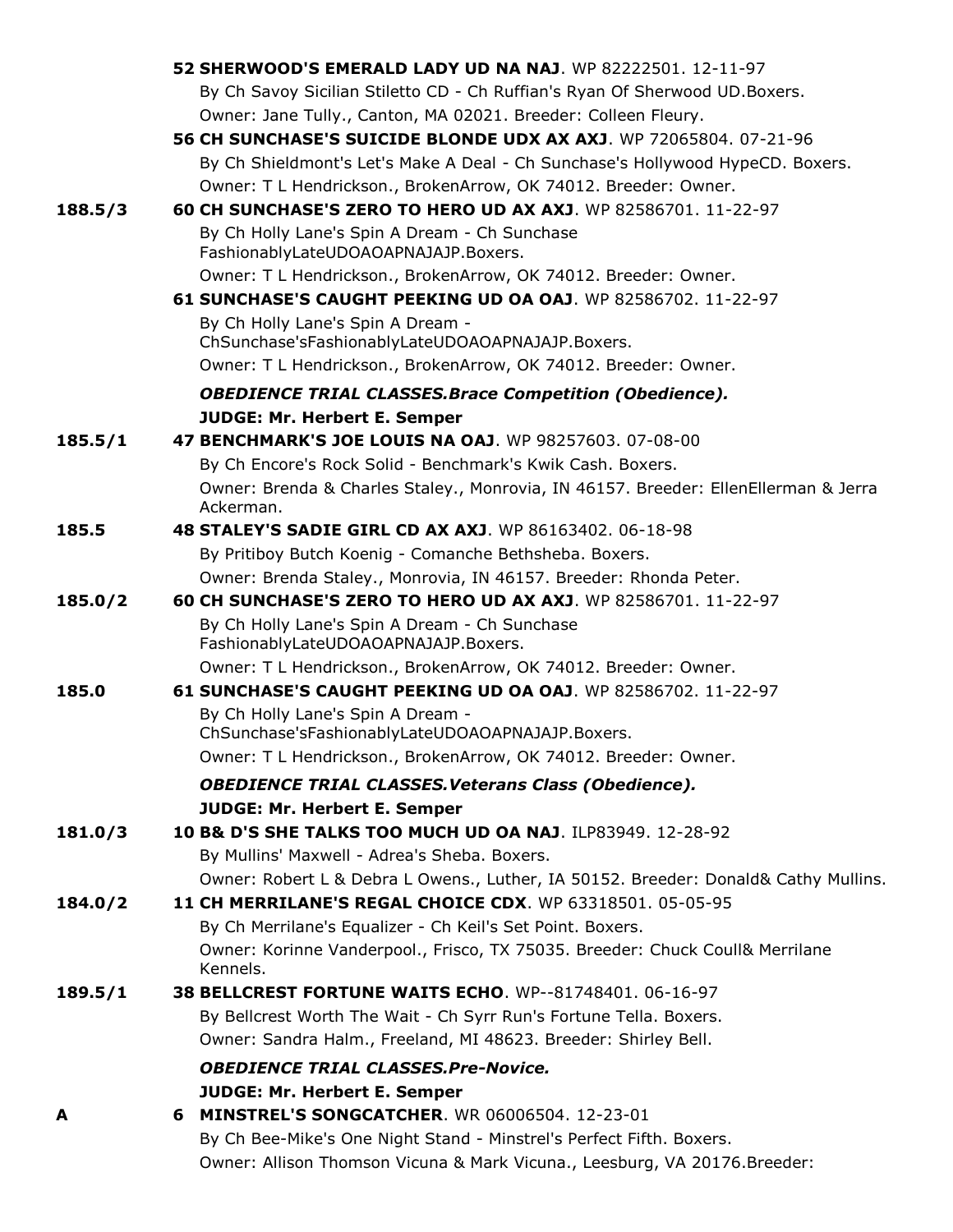**52 SHERWOOD'S EMERALD LADY UD NA NAJ**. WP 82222501. 12-11-97
By Ch Savoy Sicilian Stiletto CD - Ch Ruffian's Ryan Of Sherwood UD.Boxers.
Owner: Jane Tully., Canton, MA 02021. Breeder: Colleen Fleury.

**56 CH SUNCHASE'S SUICIDE BLONDE UDX AX AXJ**. WP 72065804. 07-21-96
By Ch Shieldmont's Let's Make A Deal - Ch Sunchase's Hollywood HypeCD. Boxers.
Owner: T L Hendrickson., BrokenArrow, OK 74012. Breeder: Owner.

**188.5/3** **60 CH SUNCHASE'S ZERO TO HERO UD AX AXJ**. WP 82586701. 11-22-97
By Ch Holly Lane's Spin A Dream - Ch Sunchase FashionablyLateUDOAOAPNAJAJP.Boxers.
Owner: T L Hendrickson., BrokenArrow, OK 74012. Breeder: Owner.

**61 SUNCHASE'S CAUGHT PEEKING UD OA OAJ**. WP 82586702. 11-22-97
By Ch Holly Lane's Spin A Dream - ChSunchase'sFashionablyLateUDOAOAPNAJAJP.Boxers.
Owner: T L Hendrickson., BrokenArrow, OK 74012. Breeder: Owner.

***OBEDIENCE TRIAL CLASSES.Brace Competition (Obedience).***

**JUDGE: Mr. Herbert E. Semper**

**185.5/1** **47 BENCHMARK'S JOE LOUIS NA OAJ**. WP 98257603. 07-08-00
By Ch Encore's Rock Solid - Benchmark's Kwik Cash. Boxers.
Owner: Brenda & Charles Staley., Monrovia, IN 46157. Breeder: EllenEllerman & Jerra Ackerman.

**185.5** **48 STALEY'S SADIE GIRL CD AX AXJ**. WP 86163402. 06-18-98
By Pritiboy Butch Koenig - Comanche Bethsheba. Boxers.
Owner: Brenda Staley., Monrovia, IN 46157. Breeder: Rhonda Peter.

**185.0/2** **60 CH SUNCHASE'S ZERO TO HERO UD AX AXJ**. WP 82586701. 11-22-97
By Ch Holly Lane's Spin A Dream - Ch Sunchase FashionablyLateUDOAOAPNAJAJP.Boxers.
Owner: T L Hendrickson., BrokenArrow, OK 74012. Breeder: Owner.

**185.0** **61 SUNCHASE'S CAUGHT PEEKING UD OA OAJ**. WP 82586702. 11-22-97
By Ch Holly Lane's Spin A Dream - ChSunchase'sFashionablyLateUDOAOAPNAJAJP.Boxers.
Owner: T L Hendrickson., BrokenArrow, OK 74012. Breeder: Owner.

***OBEDIENCE TRIAL CLASSES.Veterans Class (Obedience).***

**JUDGE: Mr. Herbert E. Semper**

**181.0/3** **10 B& D'S SHE TALKS TOO MUCH UD OA NAJ**. ILP83949. 12-28-92
By Mullins' Maxwell - Adrea's Sheba. Boxers.
Owner: Robert L & Debra L Owens., Luther, IA 50152. Breeder: Donald& Cathy Mullins.

**184.0/2** **11 CH MERRILANE'S REGAL CHOICE CDX**. WP 63318501. 05-05-95
By Ch Merrilane's Equalizer - Ch Keil's Set Point. Boxers.
Owner: Korinne Vanderpool., Frisco, TX 75035. Breeder: Chuck Coull& Merrilane Kennels.

**189.5/1** **38 BELLCREST FORTUNE WAITS ECHO**. WP--81748401. 06-16-97
By Bellcrest Worth The Wait - Ch Syrr Run's Fortune Tella. Boxers.
Owner: Sandra Halm., Freeland, MI 48623. Breeder: Shirley Bell.

***OBEDIENCE TRIAL CLASSES.Pre-Novice.***

**JUDGE: Mr. Herbert E. Semper**

**A** **6 MINSTREL'S SONGCATCHER**. WR 06006504. 12-23-01
By Ch Bee-Mike's One Night Stand - Minstrel's Perfect Fifth. Boxers.
Owner: Allison Thomson Vicuna & Mark Vicuna., Leesburg, VA 20176.Breeder: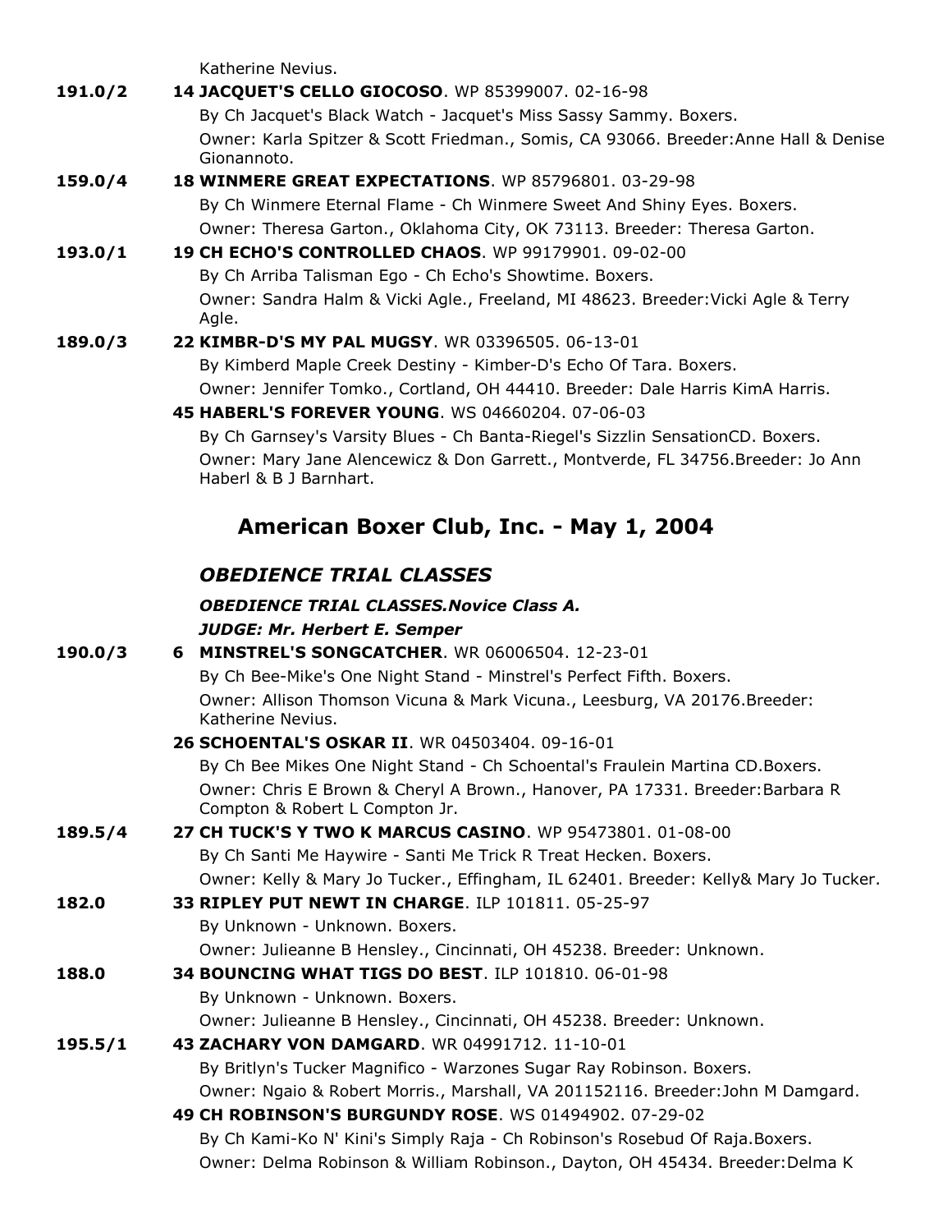Katherine Nevius.

**191.0/2** **14 JACQUET'S CELLO GIOCOSO**. WP 85399007. 02-16-98

By Ch Jacquet's Black Watch - Jacquet's Miss Sassy Sammy. Boxers.

Owner: Karla Spitzer & Scott Friedman., Somis, CA 93066. Breeder:Anne Hall & Denise Gionannoto.

**159.0/4** **18 WINMERE GREAT EXPECTATIONS**. WP 85796801. 03-29-98

By Ch Winmere Eternal Flame - Ch Winmere Sweet And Shiny Eyes. Boxers.

Owner: Theresa Garton., Oklahoma City, OK 73113. Breeder: Theresa Garton.

**193.0/1** **19 CH ECHO'S CONTROLLED CHAOS**. WP 99179901. 09-02-00

By Ch Arriba Talisman Ego - Ch Echo's Showtime. Boxers.

Owner: Sandra Halm & Vicki Agle., Freeland, MI 48623. Breeder:Vicki Agle & Terry Agle.

**189.0/3** **22 KIMBR-D'S MY PAL MUGSY**. WR 03396505. 06-13-01

By Kimberd Maple Creek Destiny - Kimber-D's Echo Of Tara. Boxers.

Owner: Jennifer Tomko., Cortland, OH 44410. Breeder: Dale Harris KimA Harris.

**45 HABERL'S FOREVER YOUNG**. WS 04660204. 07-06-03

By Ch Garnsey's Varsity Blues - Ch Banta-Riegel's Sizzlin SensationCD. Boxers.

Owner: Mary Jane Alencewicz & Don Garrett., Montverde, FL 34756.Breeder: Jo Ann Haberl & B J Barnhart.

## American Boxer Club, Inc. - May 1, 2004

### *OBEDIENCE TRIAL CLASSES*

***OBEDIENCE TRIAL CLASSES.Novice Class A.***

***JUDGE: Mr. Herbert E. Semper***

**190.0/3** **6 MINSTREL'S SONGCATCHER**. WR 06006504. 12-23-01

By Ch Bee-Mike's One Night Stand - Minstrel's Perfect Fifth. Boxers.

Owner: Allison Thomson Vicuna & Mark Vicuna., Leesburg, VA 20176.Breeder: Katherine Nevius.

**26 SCHOENTAL'S OSKAR II**. WR 04503404. 09-16-01

By Ch Bee Mikes One Night Stand - Ch Schoental's Fraulein Martina CD.Boxers.

Owner: Chris E Brown & Cheryl A Brown., Hanover, PA 17331. Breeder:Barbara R Compton & Robert L Compton Jr.

**189.5/4** **27 CH TUCK'S Y TWO K MARCUS CASINO**. WP 95473801. 01-08-00

By Ch Santi Me Haywire - Santi Me Trick R Treat Hecken. Boxers.

Owner: Kelly & Mary Jo Tucker., Effingham, IL 62401. Breeder: Kelly& Mary Jo Tucker.

**182.0** **33 RIPLEY PUT NEWT IN CHARGE**. ILP 101811. 05-25-97

By Unknown - Unknown. Boxers.

Owner: Julieanne B Hensley., Cincinnati, OH 45238. Breeder: Unknown.

**188.0** **34 BOUNCING WHAT TIGS DO BEST**. ILP 101810. 06-01-98

By Unknown - Unknown. Boxers.

Owner: Julieanne B Hensley., Cincinnati, OH 45238. Breeder: Unknown.

**195.5/1** **43 ZACHARY VON DAMGARD**. WR 04991712. 11-10-01

By Britlyn's Tucker Magnifico - Warzones Sugar Ray Robinson. Boxers.

Owner: Ngaio & Robert Morris., Marshall, VA 201152116. Breeder:John M Damgard.

**49 CH ROBINSON'S BURGUNDY ROSE**. WS 01494902. 07-29-02

By Ch Kami-Ko N' Kini's Simply Raja - Ch Robinson's Rosebud Of Raja.Boxers.

Owner: Delma Robinson & William Robinson., Dayton, OH 45434. Breeder:Delma K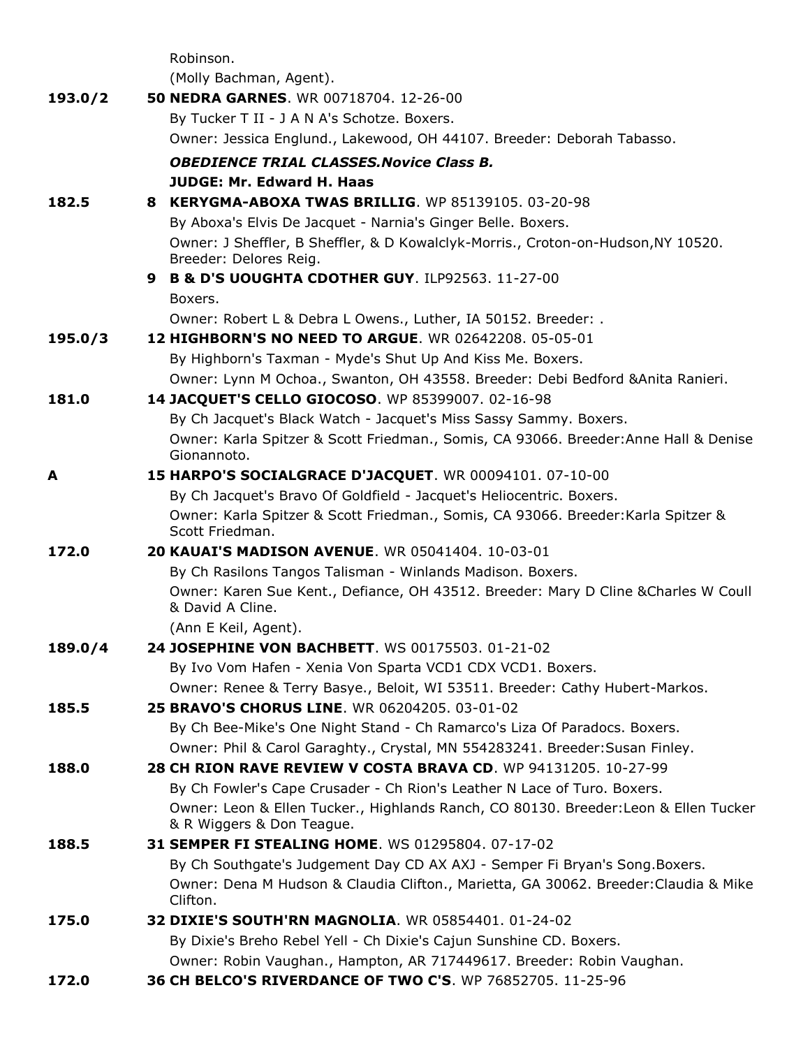Robinson.
(Molly Bachman, Agent).

193.0/2 **50 NEDRA GARNES**. WR 00718704. 12-26-00
By Tucker T II - J A N A's Schotze. Boxers.
Owner: Jessica Englund., Lakewood, OH 44107. Breeder: Deborah Tabasso.

***OBEDIENCE TRIAL CLASSES.Novice Class B.***

**JUDGE: Mr. Edward H. Haas**

182.5 **8 KERYGMA-ABOXA TWAS BRILLIG**. WP 85139105. 03-20-98
By Aboxa's Elvis De Jacquet - Narnia's Ginger Belle. Boxers.
Owner: J Sheffler, B Sheffler, & D Kowalclyk-Morris., Croton-on-Hudson,NY 10520. Breeder: Delores Reig.

**9 B & D'S UOUGHTA CDOTHER GUY**. ILP92563. 11-27-00
Boxers.
Owner: Robert L & Debra L Owens., Luther, IA 50152. Breeder: .

195.0/3 **12 HIGHBORN'S NO NEED TO ARGUE**. WR 02642208. 05-05-01
By Highborn's Taxman - Myde's Shut Up And Kiss Me. Boxers.
Owner: Lynn M Ochoa., Swanton, OH 43558. Breeder: Debi Bedford &Anita Ranieri.

181.0 **14 JACQUET'S CELLO GIOCOSO**. WP 85399007. 02-16-98
By Ch Jacquet's Black Watch - Jacquet's Miss Sassy Sammy. Boxers.
Owner: Karla Spitzer & Scott Friedman., Somis, CA 93066. Breeder:Anne Hall & Denise Gionannoto.

A **15 HARPO'S SOCIALGRACE D'JACQUET**. WR 00094101. 07-10-00
By Ch Jacquet's Bravo Of Goldfield - Jacquet's Heliocentric. Boxers.
Owner: Karla Spitzer & Scott Friedman., Somis, CA 93066. Breeder:Karla Spitzer & Scott Friedman.

172.0 **20 KAUAI'S MADISON AVENUE**. WR 05041404. 10-03-01
By Ch Rasilons Tangos Talisman - Winlands Madison. Boxers.
Owner: Karen Sue Kent., Defiance, OH 43512. Breeder: Mary D Cline &Charles W Coull & David A Cline.
(Ann E Keil, Agent).

189.0/4 **24 JOSEPHINE VON BACHBETT**. WS 00175503. 01-21-02
By Ivo Vom Hafen - Xenia Von Sparta VCD1 CDX VCD1. Boxers.
Owner: Renee & Terry Basye., Beloit, WI 53511. Breeder: Cathy Hubert-Markos.

185.5 **25 BRAVO'S CHORUS LINE**. WR 06204205. 03-01-02
By Ch Bee-Mike's One Night Stand - Ch Ramarco's Liza Of Paradocs. Boxers.
Owner: Phil & Carol Garaghty., Crystal, MN 554283241. Breeder:Susan Finley.

188.0 **28 CH RION RAVE REVIEW V COSTA BRAVA CD**. WP 94131205. 10-27-99
By Ch Fowler's Cape Crusader - Ch Rion's Leather N Lace of Turo. Boxers.
Owner: Leon & Ellen Tucker., Highlands Ranch, CO 80130. Breeder:Leon & Ellen Tucker & R Wiggers & Don Teague.

188.5 **31 SEMPER FI STEALING HOME**. WS 01295804. 07-17-02
By Ch Southgate's Judgement Day CD AX AXJ - Semper Fi Bryan's Song.Boxers.
Owner: Dena M Hudson & Claudia Clifton., Marietta, GA 30062. Breeder:Claudia & Mike Clifton.

175.0 **32 DIXIE'S SOUTH'RN MAGNOLIA**. WR 05854401. 01-24-02
By Dixie's Breho Rebel Yell - Ch Dixie's Cajun Sunshine CD. Boxers.
Owner: Robin Vaughan., Hampton, AR 717449617. Breeder: Robin Vaughan.

172.0 **36 CH BELCO'S RIVERDANCE OF TWO C'S**. WP 76852705. 11-25-96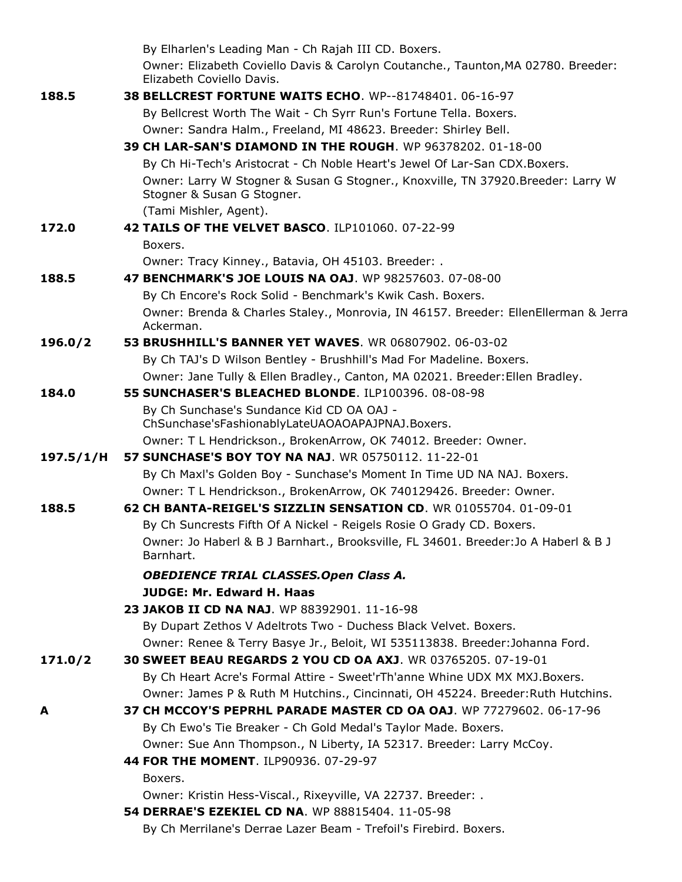By Elharlen's Leading Man - Ch Rajah III CD. Boxers.
Owner: Elizabeth Coviello Davis & Carolyn Coutanche., Taunton,MA 02780. Breeder: Elizabeth Coviello Davis.

188.5 **38 BELLCREST FORTUNE WAITS ECHO**. WP--81748401. 06-16-97
By Bellcrest Worth The Wait - Ch Syrr Run's Fortune Tella. Boxers.
Owner: Sandra Halm., Freeland, MI 48623. Breeder: Shirley Bell.

**39 CH LAR-SAN'S DIAMOND IN THE ROUGH**. WP 96378202. 01-18-00
By Ch Hi-Tech's Aristocrat - Ch Noble Heart's Jewel Of Lar-San CDX.Boxers.
Owner: Larry W Stogner & Susan G Stogner., Knoxville, TN 37920.Breeder: Larry W Stogner & Susan G Stogner.
(Tami Mishler, Agent).

172.0 **42 TAILS OF THE VELVET BASCO**. ILP101060. 07-22-99
Boxers.
Owner: Tracy Kinney., Batavia, OH 45103. Breeder: .

188.5 **47 BENCHMARK'S JOE LOUIS NA OAJ**. WP 98257603. 07-08-00
By Ch Encore's Rock Solid - Benchmark's Kwik Cash. Boxers.
Owner: Brenda & Charles Staley., Monrovia, IN 46157. Breeder: EllenEllerman & Jerra Ackerman.

196.0/2 **53 BRUSHHILL'S BANNER YET WAVES**. WR 06807902. 06-03-02
By Ch TAJ's D Wilson Bentley - Brushhill's Mad For Madeline. Boxers.
Owner: Jane Tully & Ellen Bradley., Canton, MA 02021. Breeder:Ellen Bradley.

184.0 **55 SUNCHASER'S BLEACHED BLONDE**. ILP100396. 08-08-98
By Ch Sunchase's Sundance Kid CD OA OAJ - ChSunchase'sFashionablyLateUAOAOAPAJPNAJ.Boxers.
Owner: T L Hendrickson., BrokenArrow, OK 74012. Breeder: Owner.

197.5/1/H **57 SUNCHASE'S BOY TOY NA NAJ**. WR 05750112. 11-22-01
By Ch Maxl's Golden Boy - Sunchase's Moment In Time UD NA NAJ. Boxers.
Owner: T L Hendrickson., BrokenArrow, OK 740129426. Breeder: Owner.

188.5 **62 CH BANTA-REIGEL'S SIZZLIN SENSATION CD**. WR 01055704. 01-09-01
By Ch Suncrests Fifth Of A Nickel - Reigels Rosie O Grady CD. Boxers.
Owner: Jo Haberl & B J Barnhart., Brooksville, FL 34601. Breeder:Jo A Haberl & B J Barnhart.

***OBEDIENCE TRIAL CLASSES.Open Class A.***

**JUDGE: Mr. Edward H. Haas**

**23 JAKOB II CD NA NAJ**. WP 88392901. 11-16-98
By Dupart Zethos V Adeltrots Two - Duchess Black Velvet. Boxers.
Owner: Renee & Terry Basye Jr., Beloit, WI 535113838. Breeder:Johanna Ford.

171.0/2 **30 SWEET BEAU REGARDS 2 YOU CD OA AXJ**. WR 03765205. 07-19-01
By Ch Heart Acre's Formal Attire - Sweet'rTh'anne Whine UDX MX MXJ.Boxers.
Owner: James P & Ruth M Hutchins., Cincinnati, OH 45224. Breeder:Ruth Hutchins.

A **37 CH MCCOY'S PEPRHL PARADE MASTER CD OA OAJ**. WP 77279602. 06-17-96
By Ch Ewo's Tie Breaker - Ch Gold Medal's Taylor Made. Boxers.
Owner: Sue Ann Thompson., N Liberty, IA 52317. Breeder: Larry McCoy.

**44 FOR THE MOMENT**. ILP90936. 07-29-97
Boxers.
Owner: Kristin Hess-Viscal., Rixeyville, VA 22737. Breeder: .

**54 DERRAE'S EZEKIEL CD NA**. WP 88815404. 11-05-98
By Ch Merrilane's Derrae Lazer Beam - Trefoil's Firebird. Boxers.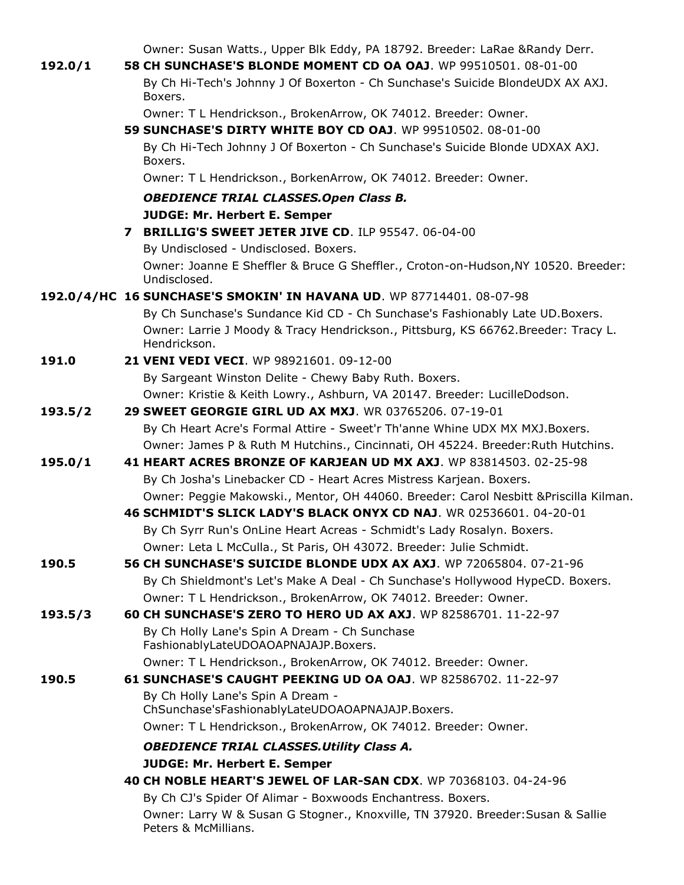Owner: Susan Watts., Upper Blk Eddy, PA 18792. Breeder: LaRae &Randy Derr.

**192.0/1** **58 CH SUNCHASE'S BLONDE MOMENT CD OA OAJ**. WP 99510501. 08-01-00

By Ch Hi-Tech's Johnny J Of Boxerton - Ch Sunchase's Suicide BlondeUDX AX AXJ. Boxers.

Owner: T L Hendrickson., BrokenArrow, OK 74012. Breeder: Owner.

**59 SUNCHASE'S DIRTY WHITE BOY CD OAJ**. WP 99510502. 08-01-00

By Ch Hi-Tech Johnny J Of Boxerton - Ch Sunchase's Suicide Blonde UDXAX AXJ. Boxers.

Owner: T L Hendrickson., BorkenArrow, OK 74012. Breeder: Owner.

***OBEDIENCE TRIAL CLASSES.Open Class B.***

**JUDGE: Mr. Herbert E. Semper**

**7 BRILLIG'S SWEET JETER JIVE CD**. ILP 95547. 06-04-00

By Undisclosed - Undisclosed. Boxers.

Owner: Joanne E Sheffler & Bruce G Sheffler., Croton-on-Hudson,NY 10520. Breeder: Undisclosed.

**192.0/4/HC** **16 SUNCHASE'S SMOKIN' IN HAVANA UD**. WP 87714401. 08-07-98

By Ch Sunchase's Sundance Kid CD - Ch Sunchase's Fashionably Late UD.Boxers.

Owner: Larrie J Moody & Tracy Hendrickson., Pittsburg, KS 66762.Breeder: Tracy L. Hendrickson.

**191.0** **21 VENI VEDI VECI**. WP 98921601. 09-12-00

By Sargeant Winston Delite - Chewy Baby Ruth. Boxers.

Owner: Kristie & Keith Lowry., Ashburn, VA 20147. Breeder: LucilleDodson.

**193.5/2** **29 SWEET GEORGIE GIRL UD AX MXJ**. WR 03765206. 07-19-01

By Ch Heart Acre's Formal Attire - Sweet'r Th'anne Whine UDX MX MXJ.Boxers.

Owner: James P & Ruth M Hutchins., Cincinnati, OH 45224. Breeder:Ruth Hutchins.

**195.0/1** **41 HEART ACRES BRONZE OF KARJEAN UD MX AXJ**. WP 83814503. 02-25-98

By Ch Josha's Linebacker CD - Heart Acres Mistress Karjean. Boxers.

Owner: Peggie Makowski., Mentor, OH 44060. Breeder: Carol Nesbitt &Priscilla Kilman.

**46 SCHMIDT'S SLICK LADY'S BLACK ONYX CD NAJ**. WR 02536601. 04-20-01

By Ch Syrr Run's OnLine Heart Acreas - Schmidt's Lady Rosalyn. Boxers.

Owner: Leta L McCulla., St Paris, OH 43072. Breeder: Julie Schmidt.

**190.5** **56 CH SUNCHASE'S SUICIDE BLONDE UDX AX AXJ**. WP 72065804. 07-21-96

By Ch Shieldmont's Let's Make A Deal - Ch Sunchase's Hollywood HypeCD. Boxers.

Owner: T L Hendrickson., BrokenArrow, OK 74012. Breeder: Owner.

**193.5/3** **60 CH SUNCHASE'S ZERO TO HERO UD AX AXJ**. WP 82586701. 11-22-97

By Ch Holly Lane's Spin A Dream - Ch Sunchase FashionablyLateUDOAOAPNAJAJP.Boxers.

Owner: T L Hendrickson., BrokenArrow, OK 74012. Breeder: Owner.

**190.5** **61 SUNCHASE'S CAUGHT PEEKING UD OA OAJ**. WP 82586702. 11-22-97

By Ch Holly Lane's Spin A Dream - ChSunchase'sFashionablyLateUDOAOAPNAJAJP.Boxers.

Owner: T L Hendrickson., BrokenArrow, OK 74012. Breeder: Owner.

***OBEDIENCE TRIAL CLASSES.Utility Class A.***

**JUDGE: Mr. Herbert E. Semper**

**40 CH NOBLE HEART'S JEWEL OF LAR-SAN CDX**. WP 70368103. 04-24-96

By Ch CJ's Spider Of Alimar - Boxwoods Enchantress. Boxers.

Owner: Larry W & Susan G Stogner., Knoxville, TN 37920. Breeder:Susan & Sallie Peters & McMillians.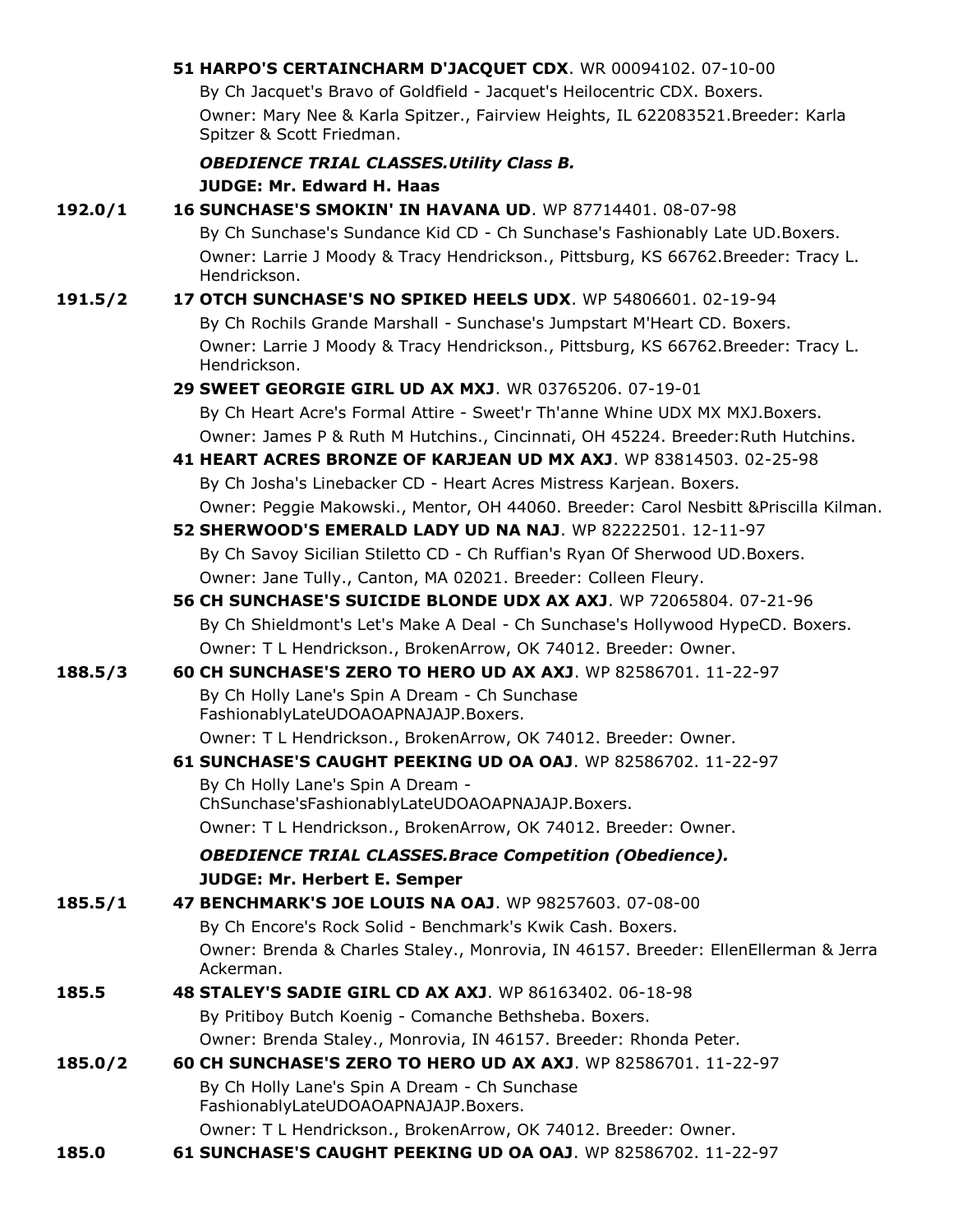**51 HARPO'S CERTAINCHARM D'JACQUET CDX**. WR 00094102. 07-10-00
By Ch Jacquet's Bravo of Goldfield - Jacquet's Heilocentric CDX. Boxers.
Owner: Mary Nee & Karla Spitzer., Fairview Heights, IL 622083521.Breeder: Karla Spitzer & Scott Friedman.

***OBEDIENCE TRIAL CLASSES.Utility Class B.***

**JUDGE: Mr. Edward H. Haas**

**192.0/1** **16 SUNCHASE'S SMOKIN' IN HAVANA UD**. WP 87714401. 08-07-98
By Ch Sunchase's Sundance Kid CD - Ch Sunchase's Fashionably Late UD.Boxers.
Owner: Larrie J Moody & Tracy Hendrickson., Pittsburg, KS 66762.Breeder: Tracy L. Hendrickson.

**191.5/2** **17 OTCH SUNCHASE'S NO SPIKED HEELS UDX**. WP 54806601. 02-19-94
By Ch Rochils Grande Marshall - Sunchase's Jumpstart M'Heart CD. Boxers.
Owner: Larrie J Moody & Tracy Hendrickson., Pittsburg, KS 66762.Breeder: Tracy L. Hendrickson.

**29 SWEET GEORGIE GIRL UD AX MXJ**. WR 03765206. 07-19-01
By Ch Heart Acre's Formal Attire - Sweet'r Th'anne Whine UDX MX MXJ.Boxers.
Owner: James P & Ruth M Hutchins., Cincinnati, OH 45224. Breeder:Ruth Hutchins.

**41 HEART ACRES BRONZE OF KARJEAN UD MX AXJ**. WP 83814503. 02-25-98
By Ch Josha's Linebacker CD - Heart Acres Mistress Karjean. Boxers.
Owner: Peggie Makowski., Mentor, OH 44060. Breeder: Carol Nesbitt &Priscilla Kilman.

**52 SHERWOOD'S EMERALD LADY UD NA NAJ**. WP 82222501. 12-11-97
By Ch Savoy Sicilian Stiletto CD - Ch Ruffian's Ryan Of Sherwood UD.Boxers.
Owner: Jane Tully., Canton, MA 02021. Breeder: Colleen Fleury.

**56 CH SUNCHASE'S SUICIDE BLONDE UDX AX AXJ**. WP 72065804. 07-21-96
By Ch Shieldmont's Let's Make A Deal - Ch Sunchase's Hollywood HypeCD. Boxers.
Owner: T L Hendrickson., BrokenArrow, OK 74012. Breeder: Owner.

**188.5/3** **60 CH SUNCHASE'S ZERO TO HERO UD AX AXJ**. WP 82586701. 11-22-97
By Ch Holly Lane's Spin A Dream - Ch Sunchase FashionablyLateUDOAOAPNAJAJP.Boxers.
Owner: T L Hendrickson., BrokenArrow, OK 74012. Breeder: Owner.

**61 SUNCHASE'S CAUGHT PEEKING UD OA OAJ**. WP 82586702. 11-22-97
By Ch Holly Lane's Spin A Dream - ChSunchase'sFashionablyLateUDOAOAPNAJAJP.Boxers.
Owner: T L Hendrickson., BrokenArrow, OK 74012. Breeder: Owner.

***OBEDIENCE TRIAL CLASSES.Brace Competition (Obedience).***

**JUDGE: Mr. Herbert E. Semper**

**185.5/1** **47 BENCHMARK'S JOE LOUIS NA OAJ**. WP 98257603. 07-08-00
By Ch Encore's Rock Solid - Benchmark's Kwik Cash. Boxers.
Owner: Brenda & Charles Staley., Monrovia, IN 46157. Breeder: EllenEllerman & Jerra Ackerman.

**185.5** **48 STALEY'S SADIE GIRL CD AX AXJ**. WP 86163402. 06-18-98
By Pritiboy Butch Koenig - Comanche Bethsheba. Boxers.
Owner: Brenda Staley., Monrovia, IN 46157. Breeder: Rhonda Peter.

**185.0/2** **60 CH SUNCHASE'S ZERO TO HERO UD AX AXJ**. WP 82586701. 11-22-97
By Ch Holly Lane's Spin A Dream - Ch Sunchase FashionablyLateUDOAOAPNAJAJP.Boxers.
Owner: T L Hendrickson., BrokenArrow, OK 74012. Breeder: Owner.

**185.0** **61 SUNCHASE'S CAUGHT PEEKING UD OA OAJ**. WP 82586702. 11-22-97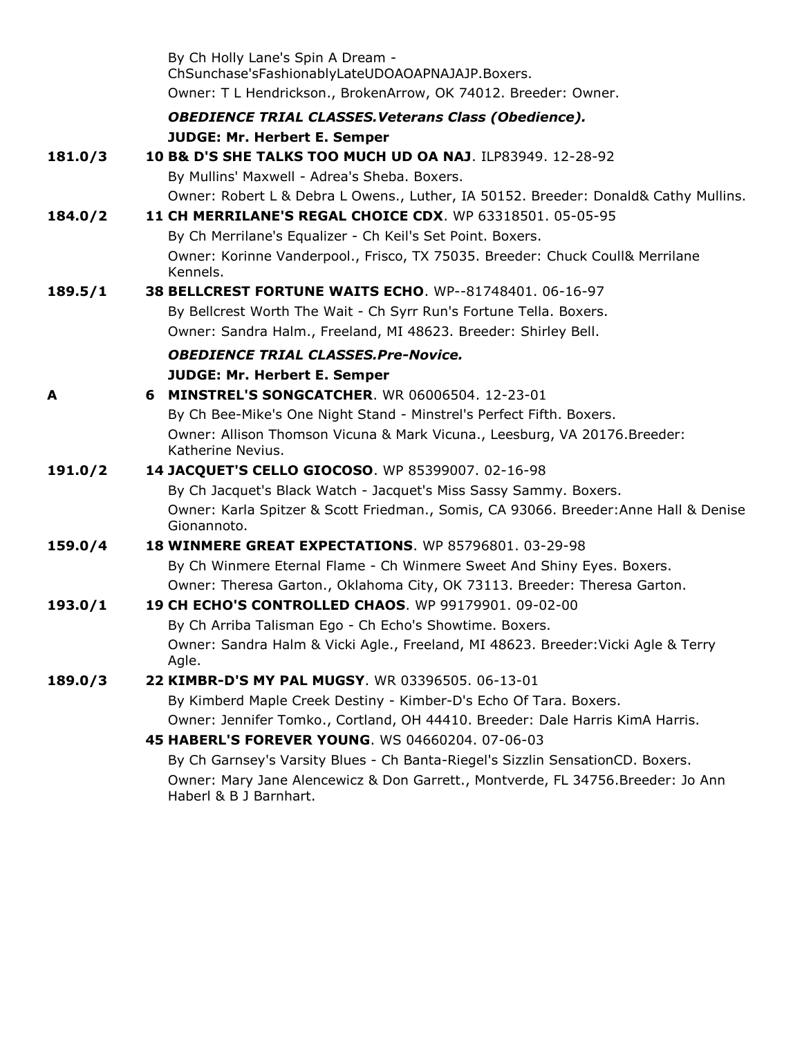By Ch Holly Lane's Spin A Dream - ChSunchase'sFashionablyLateUDOAOAPNAJAJP.Boxers.
Owner: T L Hendrickson., BrokenArrow, OK 74012. Breeder: Owner.

***OBEDIENCE TRIAL CLASSES.Veterans Class (Obedience).***

**JUDGE: Mr. Herbert E. Semper**

181.0/3 **10 B& D'S SHE TALKS TOO MUCH UD OA NAJ**. ILP83949. 12-28-92
By Mullins' Maxwell - Adrea's Sheba. Boxers.
Owner: Robert L & Debra L Owens., Luther, IA 50152. Breeder: Donald& Cathy Mullins.

184.0/2 **11 CH MERRILANE'S REGAL CHOICE CDX**. WP 63318501. 05-05-95
By Ch Merrilane's Equalizer - Ch Keil's Set Point. Boxers.
Owner: Korinne Vanderpool., Frisco, TX 75035. Breeder: Chuck Coull& Merrilane Kennels.

189.5/1 **38 BELLCREST FORTUNE WAITS ECHO**. WP--81748401. 06-16-97
By Bellcrest Worth The Wait - Ch Syrr Run's Fortune Tella. Boxers.
Owner: Sandra Halm., Freeland, MI 48623. Breeder: Shirley Bell.

***OBEDIENCE TRIAL CLASSES.Pre-Novice.***

**JUDGE: Mr. Herbert E. Semper**

A **6 MINSTREL'S SONGCATCHER**. WR 06006504. 12-23-01
By Ch Bee-Mike's One Night Stand - Minstrel's Perfect Fifth. Boxers.
Owner: Allison Thomson Vicuna & Mark Vicuna., Leesburg, VA 20176.Breeder: Katherine Nevius.

191.0/2 **14 JACQUET'S CELLO GIOCOSO**. WP 85399007. 02-16-98
By Ch Jacquet's Black Watch - Jacquet's Miss Sassy Sammy. Boxers.
Owner: Karla Spitzer & Scott Friedman., Somis, CA 93066. Breeder:Anne Hall & Denise Gionannoto.

159.0/4 **18 WINMERE GREAT EXPECTATIONS**. WP 85796801. 03-29-98
By Ch Winmere Eternal Flame - Ch Winmere Sweet And Shiny Eyes. Boxers.
Owner: Theresa Garton., Oklahoma City, OK 73113. Breeder: Theresa Garton.

193.0/1 **19 CH ECHO'S CONTROLLED CHAOS**. WP 99179901. 09-02-00
By Ch Arriba Talisman Ego - Ch Echo's Showtime. Boxers.
Owner: Sandra Halm & Vicki Agle., Freeland, MI 48623. Breeder:Vicki Agle & Terry Agle.

189.0/3 **22 KIMBR-D'S MY PAL MUGSY**. WR 03396505. 06-13-01
By Kimberd Maple Creek Destiny - Kimber-D's Echo Of Tara. Boxers.
Owner: Jennifer Tomko., Cortland, OH 44410. Breeder: Dale Harris KimA Harris.

**45 HABERL'S FOREVER YOUNG**. WS 04660204. 07-06-03
By Ch Garnsey's Varsity Blues - Ch Banta-Riegel's Sizzlin SensationCD. Boxers.
Owner: Mary Jane Alencewicz & Don Garrett., Montverde, FL 34756.Breeder: Jo Ann Haberl & B J Barnhart.